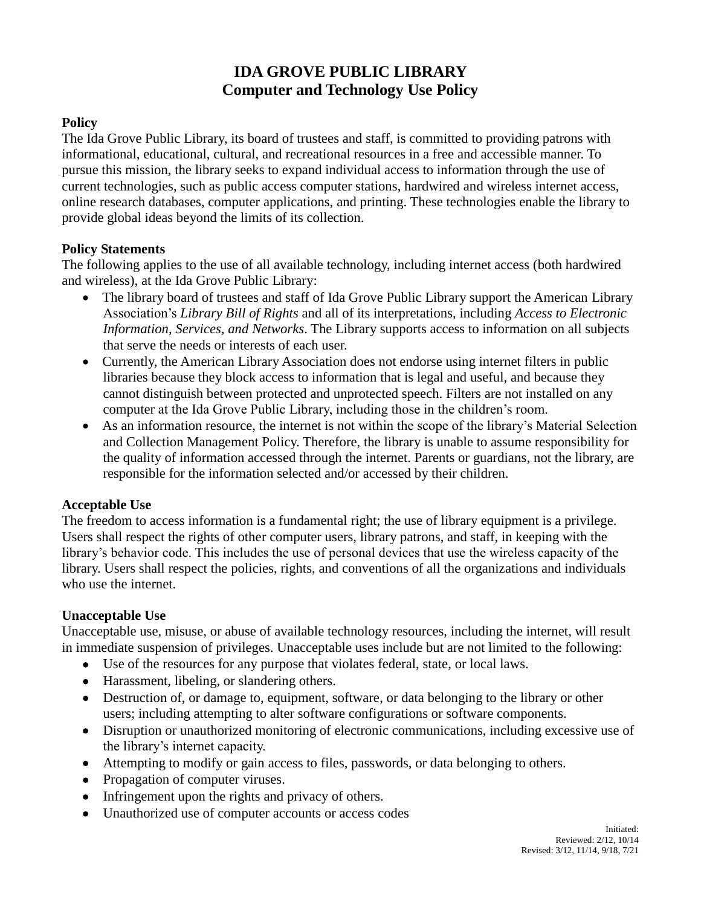# IDA GROVE PUBLIC LIBRARY
## Computer and Technology Use Policy

**Policy**

The Ida Grove Public Library, its board of trustees and staff, is committed to providing patrons with informational, educational, cultural, and recreational resources in a free and accessible manner. To pursue this mission, the library seeks to expand individual access to information through the use of current technologies, such as public access computer stations, hardwired and wireless internet access, online research databases, computer applications, and printing. These technologies enable the library to provide global ideas beyond the limits of its collection.

**Policy Statements**

The following applies to the use of all available technology, including internet access (both hardwired and wireless), at the Ida Grove Public Library:

- The library board of trustees and staff of Ida Grove Public Library support the American Library Association's *Library Bill of Rights* and all of its interpretations, including *Access to Electronic Information, Services, and Networks*. The Library supports access to information on all subjects that serve the needs or interests of each user.
- Currently, the American Library Association does not endorse using internet filters in public libraries because they block access to information that is legal and useful, and because they cannot distinguish between protected and unprotected speech. Filters are not installed on any computer at the Ida Grove Public Library, including those in the children's room.
- As an information resource, the internet is not within the scope of the library's Material Selection and Collection Management Policy. Therefore, the library is unable to assume responsibility for the quality of information accessed through the internet. Parents or guardians, not the library, are responsible for the information selected and/or accessed by their children.

**Acceptable Use**

The freedom to access information is a fundamental right; the use of library equipment is a privilege. Users shall respect the rights of other computer users, library patrons, and staff, in keeping with the library's behavior code. This includes the use of personal devices that use the wireless capacity of the library. Users shall respect the policies, rights, and conventions of all the organizations and individuals who use the internet.

**Unacceptable Use**

Unacceptable use, misuse, or abuse of available technology resources, including the internet, will result in immediate suspension of privileges. Unacceptable uses include but are not limited to the following:

- Use of the resources for any purpose that violates federal, state, or local laws.
- Harassment, libeling, or slandering others.
- Destruction of, or damage to, equipment, software, or data belonging to the library or other users; including attempting to alter software configurations or software components.
- Disruption or unauthorized monitoring of electronic communications, including excessive use of the library's internet capacity.
- Attempting to modify or gain access to files, passwords, or data belonging to others.
- Propagation of computer viruses.
- Infringement upon the rights and privacy of others.
- Unauthorized use of computer accounts or access codes

Initiated:
Reviewed: 2/12, 10/14
Revised: 3/12, 11/14, 9/18, 7/21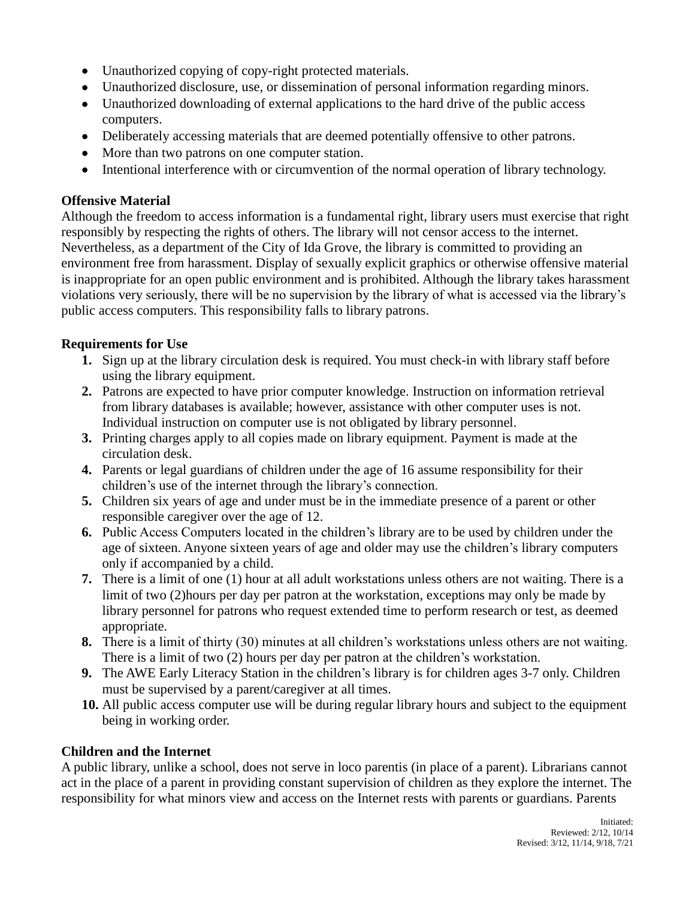- Unauthorized copying of copy-right protected materials.
- Unauthorized disclosure, use, or dissemination of personal information regarding minors.
- Unauthorized downloading of external applications to the hard drive of the public access computers.
- Deliberately accessing materials that are deemed potentially offensive to other patrons.
- More than two patrons on one computer station.
- Intentional interference with or circumvention of the normal operation of library technology.

**Offensive Material**

Although the freedom to access information is a fundamental right, library users must exercise that right responsibly by respecting the rights of others. The library will not censor access to the internet. Nevertheless, as a department of the City of Ida Grove, the library is committed to providing an environment free from harassment. Display of sexually explicit graphics or otherwise offensive material is inappropriate for an open public environment and is prohibited. Although the library takes harassment violations very seriously, there will be no supervision by the library of what is accessed via the library's public access computers. This responsibility falls to library patrons.

**Requirements for Use**

1. Sign up at the library circulation desk is required. You must check-in with library staff before using the library equipment.
2. Patrons are expected to have prior computer knowledge. Instruction on information retrieval from library databases is available; however, assistance with other computer uses is not. Individual instruction on computer use is not obligated by library personnel.
3. Printing charges apply to all copies made on library equipment. Payment is made at the circulation desk.
4. Parents or legal guardians of children under the age of 16 assume responsibility for their children's use of the internet through the library's connection.
5. Children six years of age and under must be in the immediate presence of a parent or other responsible caregiver over the age of 12.
6. Public Access Computers located in the children's library are to be used by children under the age of sixteen. Anyone sixteen years of age and older may use the children's library computers only if accompanied by a child.
7. There is a limit of one (1) hour at all adult workstations unless others are not waiting. There is a limit of two (2)hours per day per patron at the workstation, exceptions may only be made by library personnel for patrons who request extended time to perform research or test, as deemed appropriate.
8. There is a limit of thirty (30) minutes at all children's workstations unless others are not waiting. There is a limit of two (2) hours per day per patron at the children's workstation.
9. The AWE Early Literacy Station in the children's library is for children ages 3-7 only. Children must be supervised by a parent/caregiver at all times.
10. All public access computer use will be during regular library hours and subject to the equipment being in working order.

**Children and the Internet**

A public library, unlike a school, does not serve in loco parentis (in place of a parent). Librarians cannot act in the place of a parent in providing constant supervision of children as they explore the internet. The responsibility for what minors view and access on the Internet rests with parents or guardians. Parents

Initiated:
Reviewed: 2/12, 10/14
Revised: 3/12, 11/14, 9/18, 7/21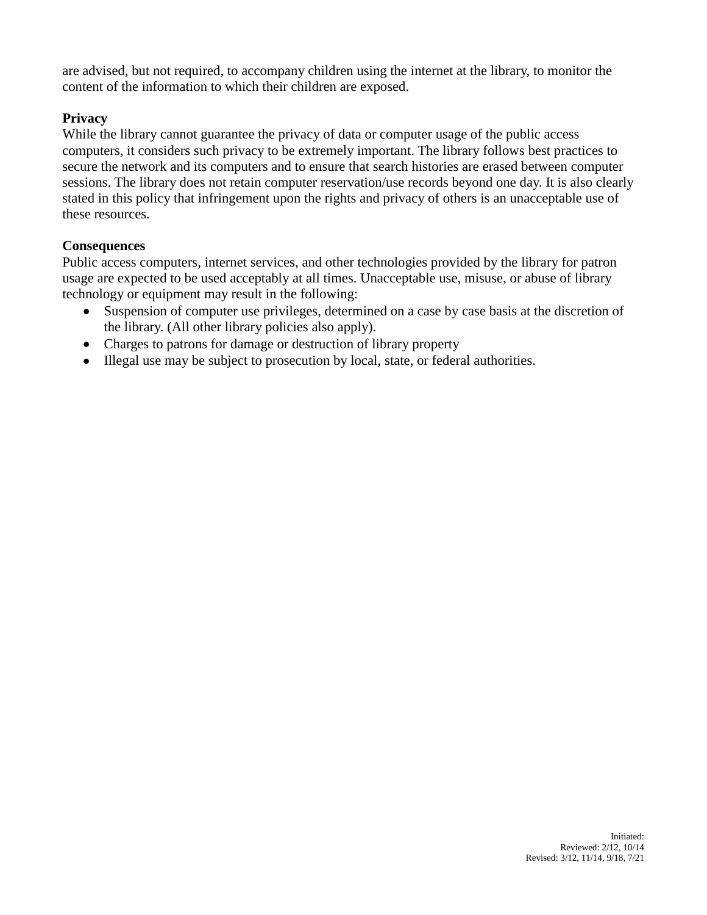are advised, but not required, to accompany children using the internet at the library, to monitor the content of the information to which their children are exposed.

**Privacy**

While the library cannot guarantee the privacy of data or computer usage of the public access computers, it considers such privacy to be extremely important. The library follows best practices to secure the network and its computers and to ensure that search histories are erased between computer sessions. The library does not retain computer reservation/use records beyond one day. It is also clearly stated in this policy that infringement upon the rights and privacy of others is an unacceptable use of these resources.

**Consequences**

Public access computers, internet services, and other technologies provided by the library for patron usage are expected to be used acceptably at all times. Unacceptable use, misuse, or abuse of library technology or equipment may result in the following:

- Suspension of computer use privileges, determined on a case by case basis at the discretion of the library. (All other library policies also apply).
- Charges to patrons for damage or destruction of library property
- Illegal use may be subject to prosecution by local, state, or federal authorities.

Initiated:
Reviewed: 2/12, 10/14
Revised: 3/12, 11/14, 9/18, 7/21